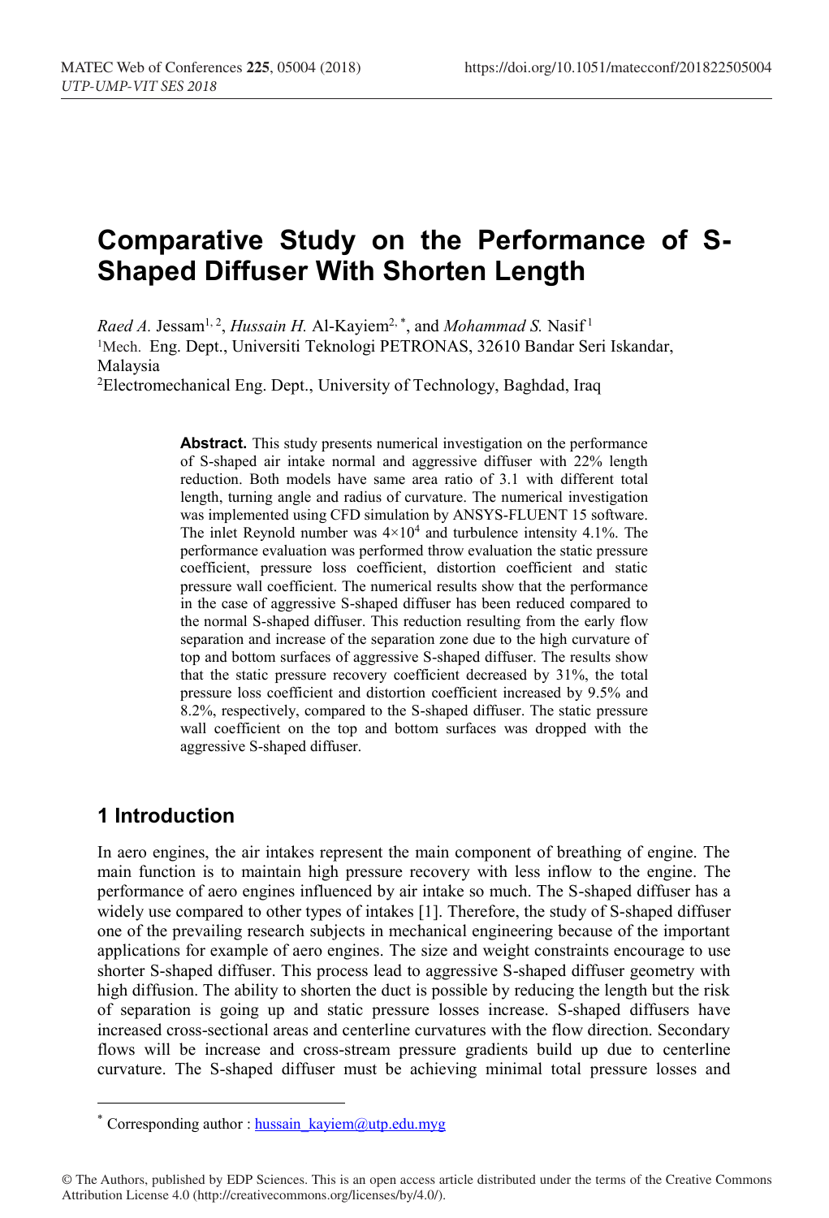# Comparative Study on the Performance of S-Shaped Diffuser With Shorten Length

*Raed A.* Jessam[1, 2], *Hussain H.* Al-Kayiem[2, *], and *Mohammad S.* Nasif[1]

[1]Mech. Eng. Dept., Universiti Teknologi PETRONAS, 32610 Bandar Seri Iskandar, Malaysia

[2]Electromechanical Eng. Dept., University of Technology, Baghdad, Iraq

**Abstract.** This study presents numerical investigation on the performance of S-shaped air intake normal and aggressive diffuser with 22% length reduction. Both models have same area ratio of 3.1 with different total length, turning angle and radius of curvature. The numerical investigation was implemented using CFD simulation by ANSYS-FLUENT 15 software. The inlet Reynold number was $4\times10^4$ and turbulence intensity 4.1%. The performance evaluation was performed throw evaluation the static pressure coefficient, pressure loss coefficient, distortion coefficient and static pressure wall coefficient. The numerical results show that the performance in the case of aggressive S-shaped diffuser has been reduced compared to the normal S-shaped diffuser. This reduction resulting from the early flow separation and increase of the separation zone due to the high curvature of top and bottom surfaces of aggressive S-shaped diffuser. The results show that the static pressure recovery coefficient decreased by 31%, the total pressure loss coefficient and distortion coefficient increased by 9.5% and 8.2%, respectively, compared to the S-shaped diffuser. The static pressure wall coefficient on the top and bottom surfaces was dropped with the aggressive S-shaped diffuser.

## 1 Introduction

In aero engines, the air intakes represent the main component of breathing of engine. The main function is to maintain high pressure recovery with less inflow to the engine. The performance of aero engines influenced by air intake so much. The S-shaped diffuser has a widely use compared to other types of intakes [1]. Therefore, the study of S-shaped diffuser one of the prevailing research subjects in mechanical engineering because of the important applications for example of aero engines. The size and weight constraints encourage to use shorter S-shaped diffuser. This process lead to aggressive S-shaped diffuser geometry with high diffusion. The ability to shorten the duct is possible by reducing the length but the risk of separation is going up and static pressure losses increase. S-shaped diffusers have increased cross-sectional areas and centerline curvatures with the flow direction. Secondary flows will be increase and cross-stream pressure gradients build up due to centerline curvature. The S-shaped diffuser must be achieving minimal total pressure losses and

* Corresponding author : hussain_kayiem@utp.edu.myg

© The Authors, published by EDP Sciences. This is an open access article distributed under the terms of the Creative Commons Attribution License 4.0 (http://creativecommons.org/licenses/by/4.0/).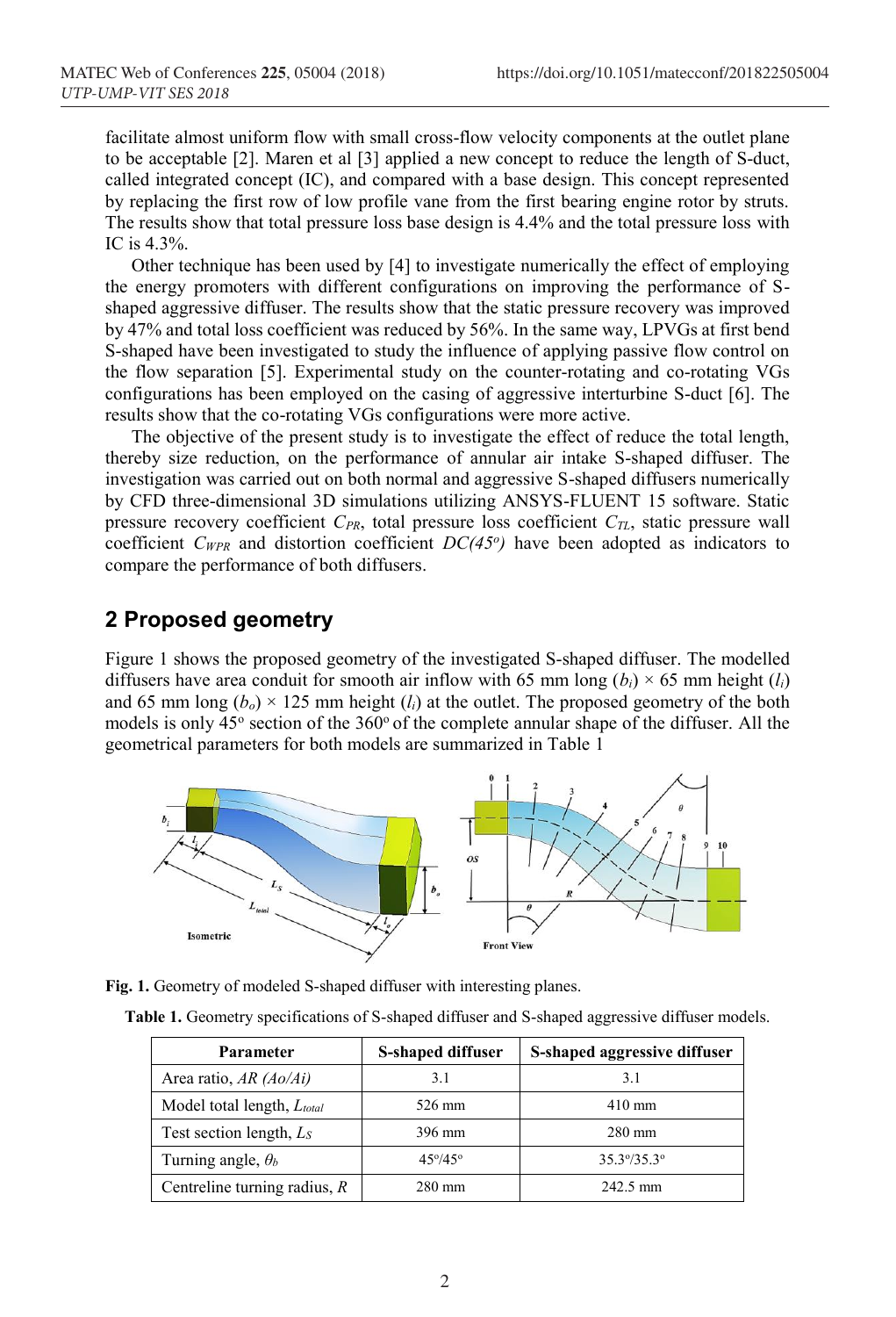facilitate almost uniform flow with small cross-flow velocity components at the outlet plane to be acceptable [2]. Maren et al [3] applied a new concept to reduce the length of S-duct, called integrated concept (IC), and compared with a base design. This concept represented by replacing the first row of low profile vane from the first bearing engine rotor by struts. The results show that total pressure loss base design is 4.4% and the total pressure loss with IC is 4.3%.

Other technique has been used by [4] to investigate numerically the effect of employing the energy promoters with different configurations on improving the performance of S-shaped aggressive diffuser. The results show that the static pressure recovery was improved by 47% and total loss coefficient was reduced by 56%. In the same way, LPVGs at first bend S-shaped have been investigated to study the influence of applying passive flow control on the flow separation [5]. Experimental study on the counter-rotating and co-rotating VGs configurations has been employed on the casing of aggressive interturbine S-duct [6]. The results show that the co-rotating VGs configurations were more active.

The objective of the present study is to investigate the effect of reduce the total length, thereby size reduction, on the performance of annular air intake S-shaped diffuser. The investigation was carried out on both normal and aggressive S-shaped diffusers numerically by CFD three-dimensional 3D simulations utilizing ANSYS-FLUENT 15 software. Static pressure recovery coefficient $C_{PR}$, total pressure loss coefficient $C_{TL}$, static pressure wall coefficient $C_{WPR}$ and distortion coefficient $DC(45^o)$ have been adopted as indicators to compare the performance of both diffusers.

## 2 Proposed geometry

Figure 1 shows the proposed geometry of the investigated S-shaped diffuser. The modelled diffusers have area conduit for smooth air inflow with 65 mm long ($b_i$) × 65 mm height ($l_i$) and 65 mm long ($b_o$) × 125 mm height ($l_i$) at the outlet. The proposed geometry of the both models is only 45° section of the 360° of the complete annular shape of the diffuser. All the geometrical parameters for both models are summarized in Table 1

**Fig. 1.** Geometry of modeled S-shaped diffuser with interesting planes.

**Table 1.** Geometry specifications of S-shaped diffuser and S-shaped aggressive diffuser models.

| Parameter | S-shaped diffuser | S-shaped aggressive diffuser |
|---|---|---|
| Area ratio, *AR (Ao/Ai)* | 3.1 | 3.1 |
| Model total length, $L_{total}$ | 526 mm | 410 mm |
| Test section length, $L_S$ | 396 mm | 280 mm |
| Turning angle, $\theta_b$ | 45°/45° | 35.3°/35.3° |
| Centreline turning radius, *R* | 280 mm | 242.5 mm |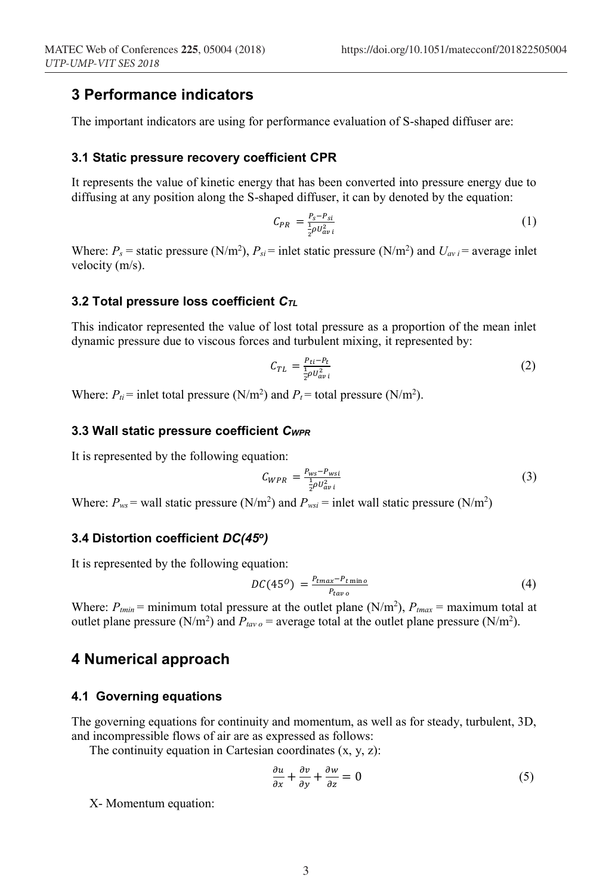## 3 Performance indicators

The important indicators are using for performance evaluation of S-shaped diffuser are:

### 3.1 Static pressure recovery coefficient CPR

It represents the value of kinetic energy that has been converted into pressure energy due to diffusing at any position along the S-shaped diffuser, it can by denoted by the equation:

$$C_{PR} = \frac{P_s - P_{si}}{\frac{1}{2}\rho U_{av\,i}^2} \tag{1}$$

Where: $P_s$ = static pressure (N/m$^2$), $P_{si}$ = inlet static pressure (N/m$^2$) and $U_{av\,i}$ = average inlet velocity (m/s).

### 3.2 Total pressure loss coefficient $C_{TL}$

This indicator represented the value of lost total pressure as a proportion of the mean inlet dynamic pressure due to viscous forces and turbulent mixing, it represented by:

$$C_{TL} = \frac{P_{ti} - P_t}{\frac{1}{2}\rho U_{av\,i}^2} \tag{2}$$

Where: $P_{ti}$ = inlet total pressure (N/m$^2$) and $P_t$ = total pressure (N/m$^2$).

### 3.3 Wall static pressure coefficient $C_{WPR}$

It is represented by the following equation:

$$C_{WPR} = \frac{P_{ws} - P_{wsi}}{\frac{1}{2}\rho U_{av\,i}^2} \tag{3}$$

Where: $P_{ws}$ = wall static pressure (N/m$^2$) and $P_{wsi}$ = inlet wall static pressure (N/m$^2$)

### 3.4 Distortion coefficient $DC(45^o)$

It is represented by the following equation:

$$DC(45^O) = \frac{P_{tmax} - P_{t\,\min o}}{P_{tav\,o}} \tag{4}$$

Where: $P_{tmin}$ = minimum total pressure at the outlet plane (N/m$^2$), $P_{tmax}$ = maximum total at outlet plane pressure (N/m$^2$) and $P_{tav\,o}$ = average total at the outlet plane pressure (N/m$^2$).

## 4 Numerical approach

### 4.1 Governing equations

The governing equations for continuity and momentum, as well as for steady, turbulent, 3D, and incompressible flows of air are as expressed as follows:

The continuity equation in Cartesian coordinates (x, y, z):

$$\frac{\partial u}{\partial x} + \frac{\partial v}{\partial y} + \frac{\partial w}{\partial z} = 0 \tag{5}$$

X- Momentum equation: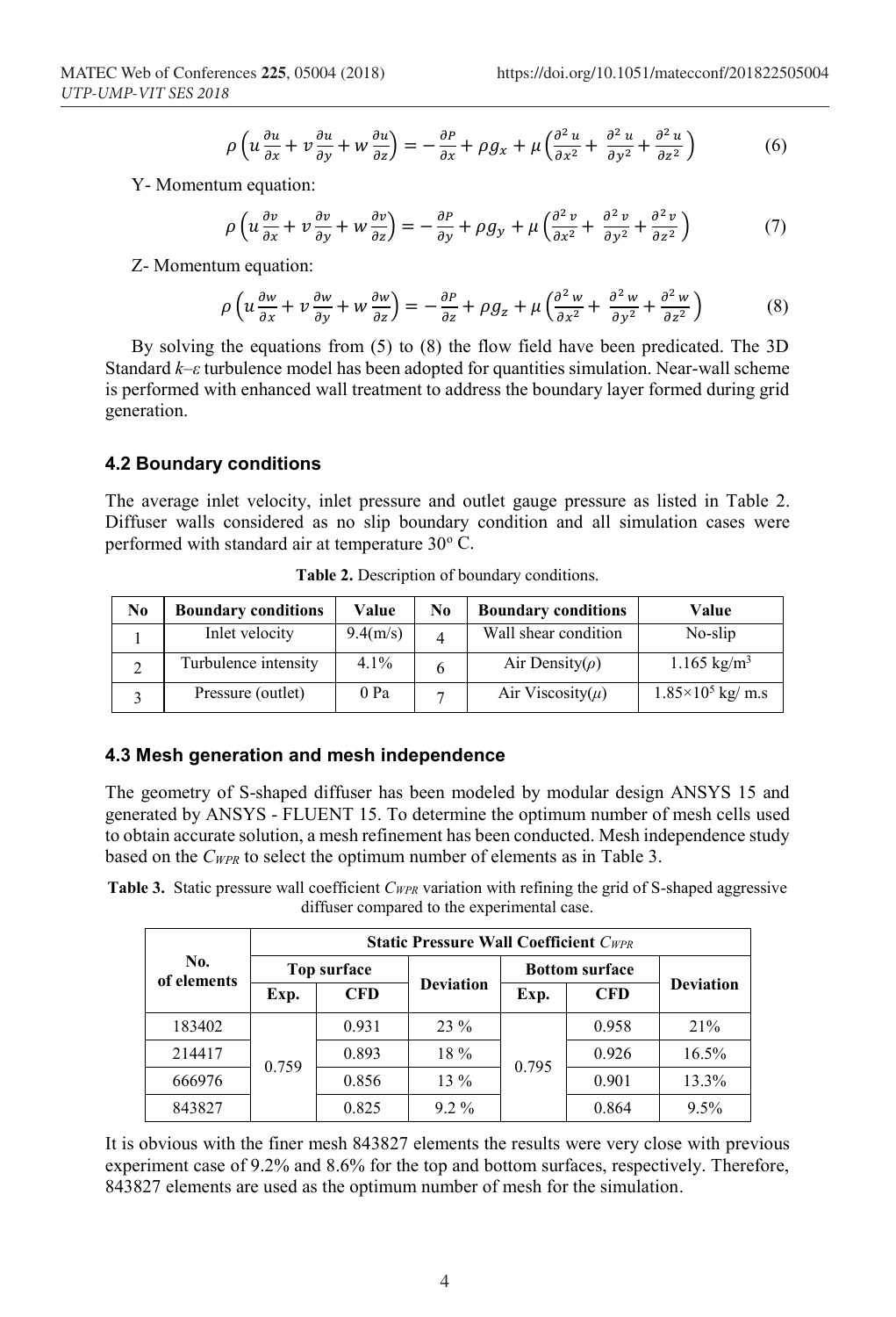$$\rho\left(u\frac{\partial u}{\partial x}+v\frac{\partial u}{\partial y}+w\frac{\partial u}{\partial z}\right)=-\frac{\partial P}{\partial x}+\rho g_x+\mu\left(\frac{\partial^2 u}{\partial x^2}+\frac{\partial^2 u}{\partial y^2}+\frac{\partial^2 u}{\partial z^2}\right) \tag{6}$$

Y- Momentum equation:

$$\rho\left(u\frac{\partial v}{\partial x}+v\frac{\partial v}{\partial y}+w\frac{\partial v}{\partial z}\right)=-\frac{\partial P}{\partial y}+\rho g_y+\mu\left(\frac{\partial^2 v}{\partial x^2}+\frac{\partial^2 v}{\partial y^2}+\frac{\partial^2 v}{\partial z^2}\right) \tag{7}$$

Z- Momentum equation:

$$\rho\left(u\frac{\partial w}{\partial x}+v\frac{\partial w}{\partial y}+w\frac{\partial w}{\partial z}\right)=-\frac{\partial P}{\partial z}+\rho g_z+\mu\left(\frac{\partial^2 w}{\partial x^2}+\frac{\partial^2 w}{\partial y^2}+\frac{\partial^2 w}{\partial z^2}\right) \tag{8}$$

By solving the equations from (5) to (8) the flow field have been predicated. The 3D Standard $k$–$\varepsilon$ turbulence model has been adopted for quantities simulation. Near-wall scheme is performed with enhanced wall treatment to address the boundary layer formed during grid generation.

### 4.2 Boundary conditions

The average inlet velocity, inlet pressure and outlet gauge pressure as listed in Table 2. Diffuser walls considered as no slip boundary condition and all simulation cases were performed with standard air at temperature 30° C.

**Table 2.** Description of boundary conditions.

| No | Boundary conditions | Value | No | Boundary conditions | Value |
|---|---|---|---|---|---|
| 1 | Inlet velocity | 9.4(m/s) | 4 | Wall shear condition | No-slip |
| 2 | Turbulence intensity | 4.1% | 6 | Air Density($\rho$) | 1.165 kg/m$^3$ |
| 3 | Pressure (outlet) | 0 Pa | 7 | Air Viscosity($\mu$) | $1.85\times10^5$ kg/ m.s |

### 4.3 Mesh generation and mesh independence

The geometry of S-shaped diffuser has been modeled by modular design ANSYS 15 and generated by ANSYS - FLUENT 15. To determine the optimum number of mesh cells used to obtain accurate solution, a mesh refinement has been conducted. Mesh independence study based on the $C_{WPR}$ to select the optimum number of elements as in Table 3.

**Table 3.** Static pressure wall coefficient $C_{WPR}$ variation with refining the grid of S-shaped aggressive diffuser compared to the experimental case.

| No. of elements | Static Pressure Wall Coefficient $C_{WPR}$ | | | | | |
|---|---|---|---|---|---|---|
| | Top surface | | Deviation | Bottom surface | | Deviation |
| | Exp. | CFD | | Exp. | CFD | |
| 183402 | 0.759 | 0.931 | 23 % | 0.795 | 0.958 | 21% |
| 214417 | | 0.893 | 18 % | | 0.926 | 16.5% |
| 666976 | | 0.856 | 13 % | | 0.901 | 13.3% |
| 843827 | | 0.825 | 9.2 % | | 0.864 | 9.5% |

It is obvious with the finer mesh 843827 elements the results were very close with previous experiment case of 9.2% and 8.6% for the top and bottom surfaces, respectively. Therefore, 843827 elements are used as the optimum number of mesh for the simulation.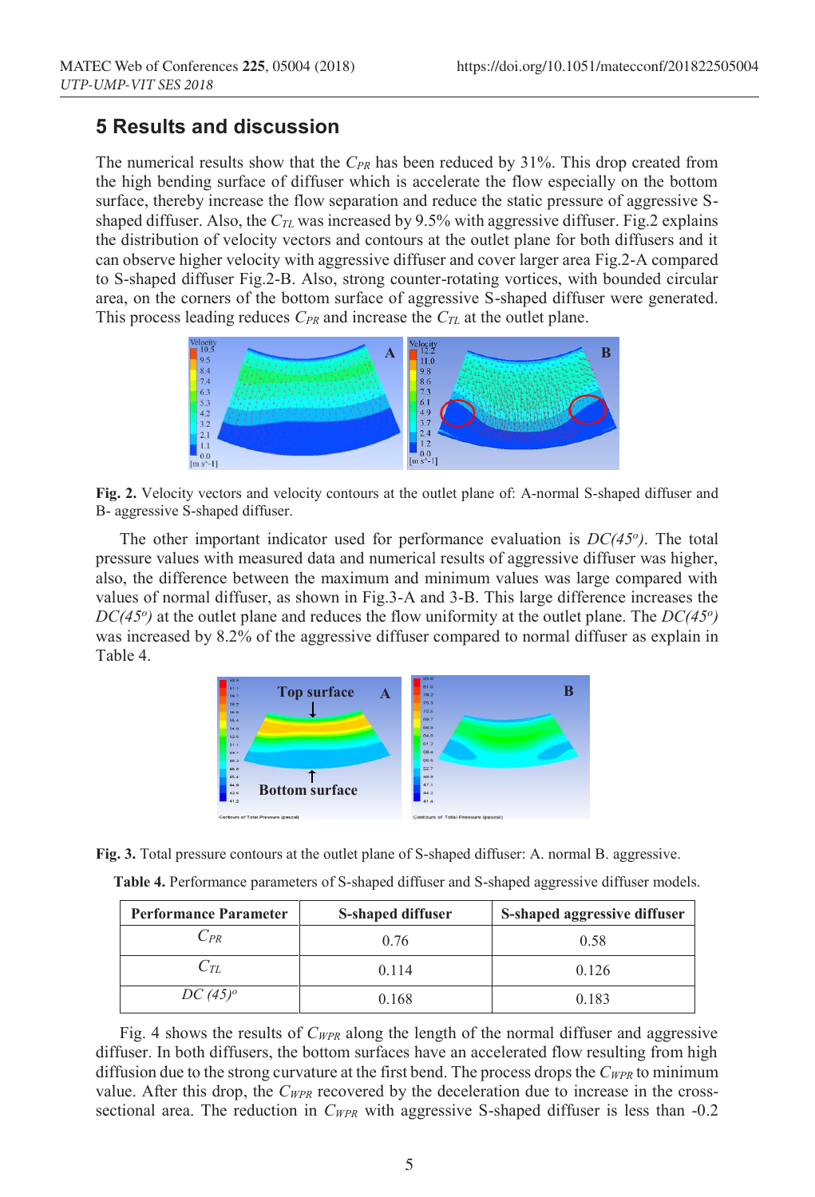## 5 Results and discussion

The numerical results show that the $C_{PR}$ has been reduced by 31%. This drop created from the high bending surface of diffuser which is accelerate the flow especially on the bottom surface, thereby increase the flow separation and reduce the static pressure of aggressive S-shaped diffuser. Also, the $C_{TL}$ was increased by 9.5% with aggressive diffuser. Fig.2 explains the distribution of velocity vectors and contours at the outlet plane for both diffusers and it can observe higher velocity with aggressive diffuser and cover larger area Fig.2-A compared to S-shaped diffuser Fig.2-B. Also, strong counter-rotating vortices, with bounded circular area, on the corners of the bottom surface of aggressive S-shaped diffuser were generated. This process leading reduces $C_{PR}$ and increase the $C_{TL}$ at the outlet plane.

**Fig. 2.** Velocity vectors and velocity contours at the outlet plane of: A-normal S-shaped diffuser and B- aggressive S-shaped diffuser.

The other important indicator used for performance evaluation is $DC(45^o)$. The total pressure values with measured data and numerical results of aggressive diffuser was higher, also, the difference between the maximum and minimum values was large compared with values of normal diffuser, as shown in Fig.3-A and 3-B. This large difference increases the $DC(45^o)$ at the outlet plane and reduces the flow uniformity at the outlet plane. The $DC(45^o)$ was increased by 8.2% of the aggressive diffuser compared to normal diffuser as explain in Table 4.

**Fig. 3.** Total pressure contours at the outlet plane of S-shaped diffuser: A. normal B. aggressive.

**Table 4.** Performance parameters of S-shaped diffuser and S-shaped aggressive diffuser models.

| Performance Parameter | S-shaped diffuser | S-shaped aggressive diffuser |
|---|---|---|
| $C_{PR}$ | 0.76 | 0.58 |
| $C_{TL}$ | 0.114 | 0.126 |
| $DC\ (45)^o$ | 0.168 | 0.183 |

Fig. 4 shows the results of $C_{WPR}$ along the length of the normal diffuser and aggressive diffuser. In both diffusers, the bottom surfaces have an accelerated flow resulting from high diffusion due to the strong curvature at the first bend. The process drops the $C_{WPR}$ to minimum value. After this drop, the $C_{WPR}$ recovered by the deceleration due to increase in the cross-sectional area. The reduction in $C_{WPR}$ with aggressive S-shaped diffuser is less than -0.2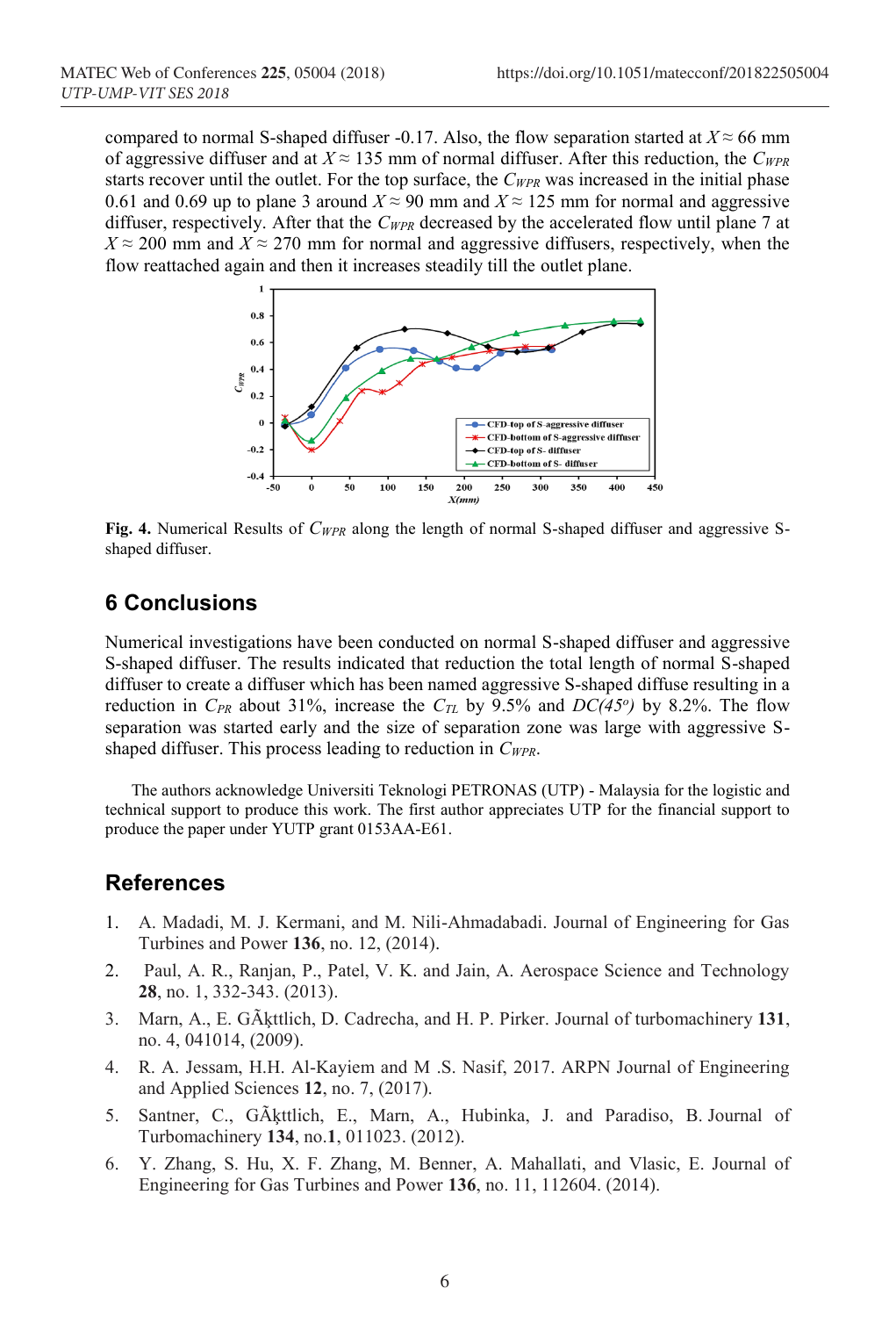compared to normal S-shaped diffuser -0.17. Also, the flow separation started at $X \approx 66$ mm of aggressive diffuser and at $X \approx 135$ mm of normal diffuser. After this reduction, the $C_{WPR}$ starts recover until the outlet. For the top surface, the $C_{WPR}$ was increased in the initial phase 0.61 and 0.69 up to plane 3 around $X \approx 90$ mm and $X \approx 125$ mm for normal and aggressive diffuser, respectively. After that the $C_{WPR}$ decreased by the accelerated flow until plane 7 at $X \approx 200$ mm and $X \approx 270$ mm for normal and aggressive diffusers, respectively, when the flow reattached again and then it increases steadily till the outlet plane.

$C_{WPR}$

1
0.8
0.6
0.4
0.2
0
-0.2
-0.4

-50 0 50 100 150 200 250 300 350 400 450

$X(mm)$

CFD-top of S-aggressive diffuser
CFD-bottom of S-aggressive diffuser
CFD-top of S- diffuser
CFD-bottom of S- diffuser

**Fig. 4.** Numerical Results of $C_{WPR}$ along the length of normal S-shaped diffuser and aggressive S-shaped diffuser.

## 6 Conclusions

Numerical investigations have been conducted on normal S-shaped diffuser and aggressive S-shaped diffuser. The results indicated that reduction the total length of normal S-shaped diffuser to create a diffuser which has been named aggressive S-shaped diffuse resulting in a reduction in $C_{PR}$ about 31%, increase the $C_{TL}$ by 9.5% and $DC(45^o)$ by 8.2%. The flow separation was started early and the size of separation zone was large with aggressive S-shaped diffuser. This process leading to reduction in $C_{WPR}$.

The authors acknowledge Universiti Teknologi PETRONAS (UTP) - Malaysia for the logistic and technical support to produce this work. The first author appreciates UTP for the financial support to produce the paper under YUTP grant 0153AA-E61.

## References

1. A. Madadi, M. J. Kermani, and M. Nili-Ahmadabadi. Journal of Engineering for Gas Turbines and Power **136**, no. 12, (2014).
2. Paul, A. R., Ranjan, P., Patel, V. K. and Jain, A. Aerospace Science and Technology **28**, no. 1, 332-343. (2013).
3. Marn, A., E. GÃķttlich, D. Cadrecha, and H. P. Pirker. Journal of turbomachinery **131**, no. 4, 041014, (2009).
4. R. A. Jessam, H.H. Al-Kayiem and M .S. Nasif, 2017. ARPN Journal of Engineering and Applied Sciences **12**, no. 7, (2017).
5. Santner, C., GÃķttlich, E., Marn, A., Hubinka, J. and Paradiso, B. Journal of Turbomachinery **134**, no.**1**, 011023. (2012).
6. Y. Zhang, S. Hu, X. F. Zhang, M. Benner, A. Mahallati, and Vlasic, E. Journal of Engineering for Gas Turbines and Power **136**, no. 11, 112604. (2014).